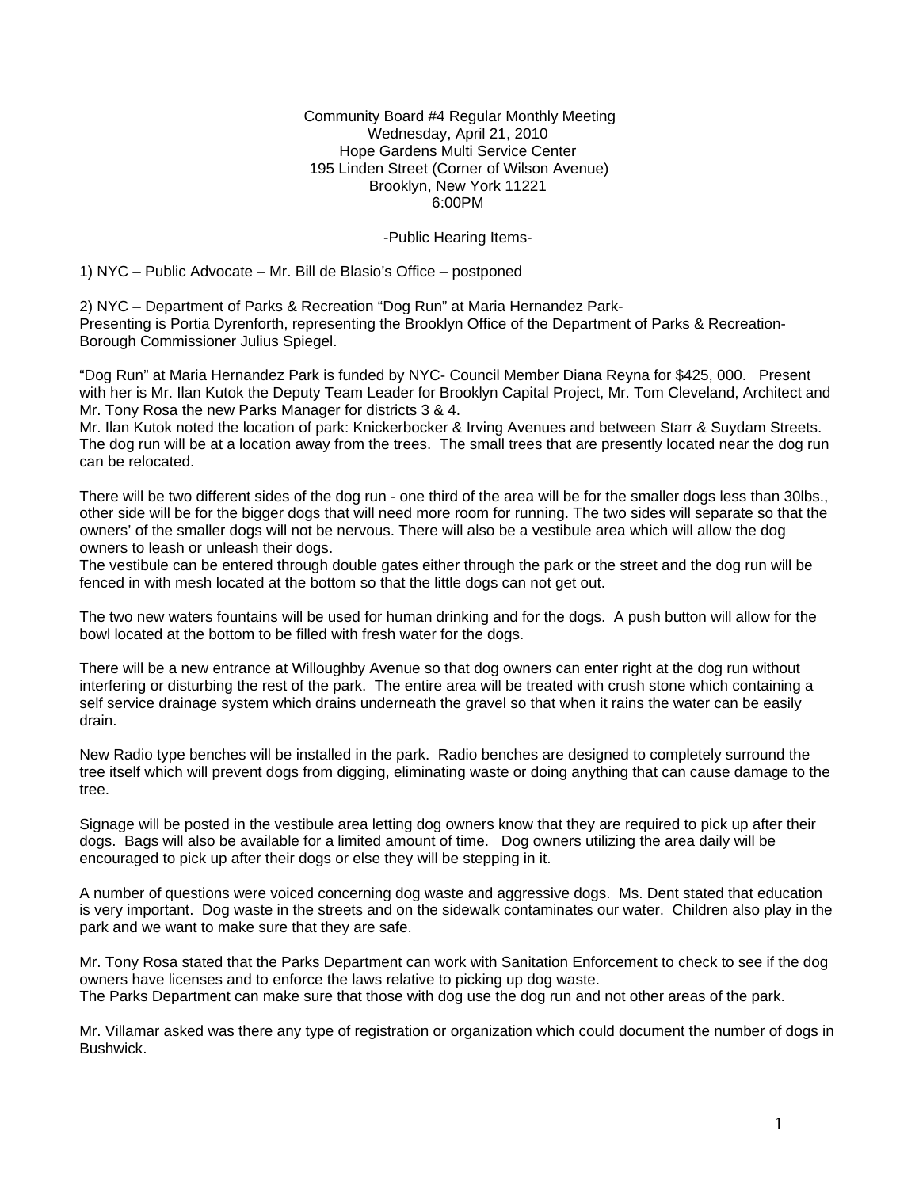Community Board #4 Regular Monthly Meeting
Wednesday, April 21, 2010
Hope Gardens Multi Service Center
195 Linden Street (Corner of Wilson Avenue)
Brooklyn, New York 11221
6:00PM

-Public Hearing Items-

1) NYC – Public Advocate – Mr. Bill de Blasio's Office – postponed

2) NYC – Department of Parks & Recreation "Dog Run" at Maria Hernandez Park-
Presenting is Portia Dyrenforth, representing the Brooklyn Office of the Department of Parks & Recreation-Borough Commissioner Julius Spiegel.

"Dog Run" at Maria Hernandez Park is funded by NYC- Council Member Diana Reyna for $425, 000. Present with her is Mr. Ilan Kutok the Deputy Team Leader for Brooklyn Capital Project, Mr. Tom Cleveland, Architect and Mr. Tony Rosa the new Parks Manager for districts 3 & 4.
Mr. Ilan Kutok noted the location of park: Knickerbocker & Irving Avenues and between Starr & Suydam Streets. The dog run will be at a location away from the trees. The small trees that are presently located near the dog run can be relocated.

There will be two different sides of the dog run - one third of the area will be for the smaller dogs less than 30lbs., other side will be for the bigger dogs that will need more room for running. The two sides will separate so that the owners' of the smaller dogs will not be nervous. There will also be a vestibule area which will allow the dog owners to leash or unleash their dogs.
The vestibule can be entered through double gates either through the park or the street and the dog run will be fenced in with mesh located at the bottom so that the little dogs can not get out.

The two new waters fountains will be used for human drinking and for the dogs. A push button will allow for the bowl located at the bottom to be filled with fresh water for the dogs.

There will be a new entrance at Willoughby Avenue so that dog owners can enter right at the dog run without interfering or disturbing the rest of the park. The entire area will be treated with crush stone which containing a self service drainage system which drains underneath the gravel so that when it rains the water can be easily drain.

New Radio type benches will be installed in the park. Radio benches are designed to completely surround the tree itself which will prevent dogs from digging, eliminating waste or doing anything that can cause damage to the tree.

Signage will be posted in the vestibule area letting dog owners know that they are required to pick up after their dogs. Bags will also be available for a limited amount of time. Dog owners utilizing the area daily will be encouraged to pick up after their dogs or else they will be stepping in it.

A number of questions were voiced concerning dog waste and aggressive dogs. Ms. Dent stated that education is very important. Dog waste in the streets and on the sidewalk contaminates our water. Children also play in the park and we want to make sure that they are safe.

Mr. Tony Rosa stated that the Parks Department can work with Sanitation Enforcement to check to see if the dog owners have licenses and to enforce the laws relative to picking up dog waste.
The Parks Department can make sure that those with dog use the dog run and not other areas of the park.

Mr. Villamar asked was there any type of registration or organization which could document the number of dogs in Bushwick.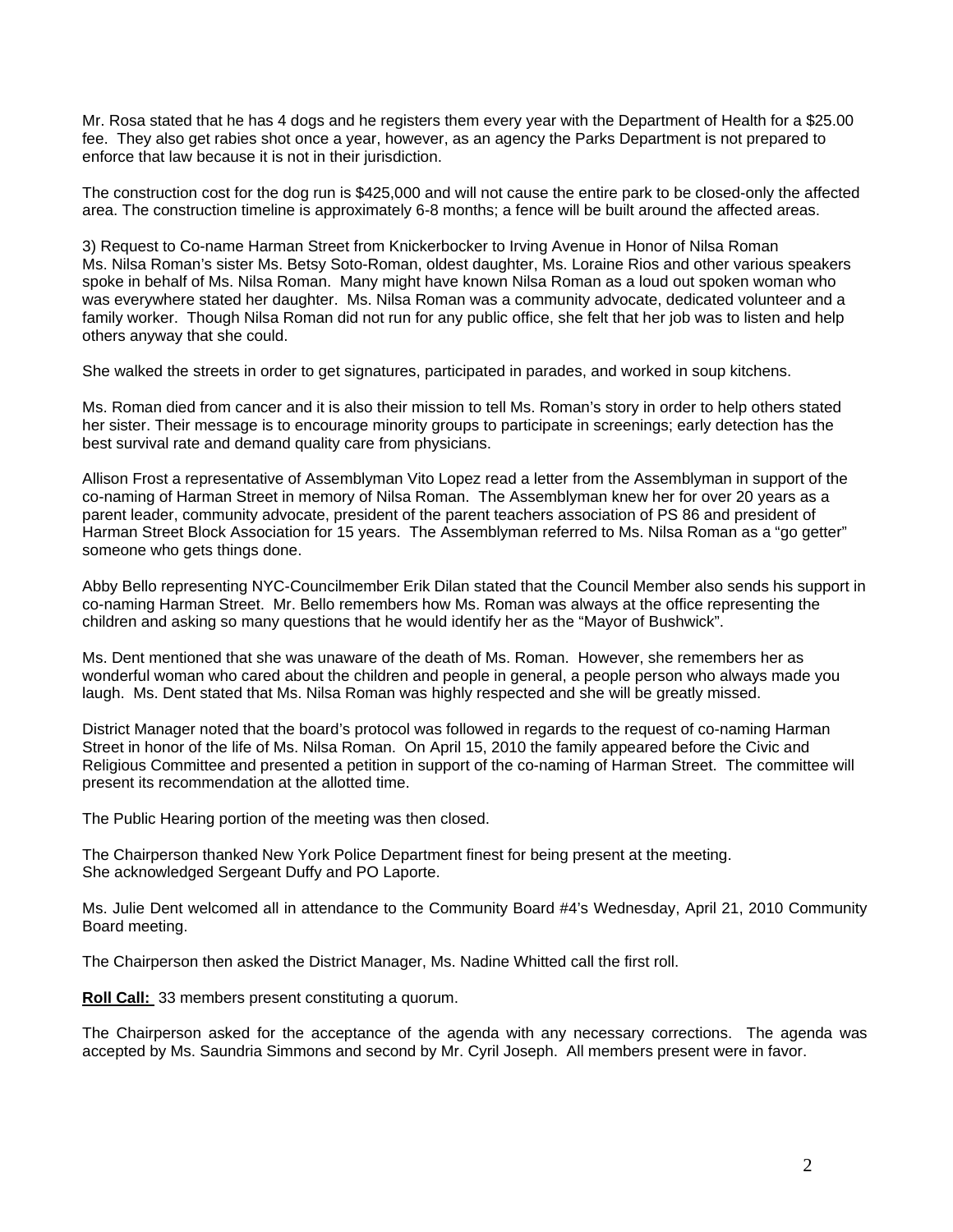Mr. Rosa stated that he has 4 dogs and he registers them every year with the Department of Health for a $25.00 fee. They also get rabies shot once a year, however, as an agency the Parks Department is not prepared to enforce that law because it is not in their jurisdiction.

The construction cost for the dog run is $425,000 and will not cause the entire park to be closed-only the affected area. The construction timeline is approximately 6-8 months; a fence will be built around the affected areas.

3) Request to Co-name Harman Street from Knickerbocker to Irving Avenue in Honor of Nilsa Roman
Ms. Nilsa Roman's sister Ms. Betsy Soto-Roman, oldest daughter, Ms. Loraine Rios and other various speakers spoke in behalf of Ms. Nilsa Roman. Many might have known Nilsa Roman as a loud out spoken woman who was everywhere stated her daughter. Ms. Nilsa Roman was a community advocate, dedicated volunteer and a family worker. Though Nilsa Roman did not run for any public office, she felt that her job was to listen and help others anyway that she could.

She walked the streets in order to get signatures, participated in parades, and worked in soup kitchens.

Ms. Roman died from cancer and it is also their mission to tell Ms. Roman's story in order to help others stated her sister. Their message is to encourage minority groups to participate in screenings; early detection has the best survival rate and demand quality care from physicians.

Allison Frost a representative of Assemblyman Vito Lopez read a letter from the Assemblyman in support of the co-naming of Harman Street in memory of Nilsa Roman. The Assemblyman knew her for over 20 years as a parent leader, community advocate, president of the parent teachers association of PS 86 and president of Harman Street Block Association for 15 years. The Assemblyman referred to Ms. Nilsa Roman as a "go getter" someone who gets things done.

Abby Bello representing NYC-Councilmember Erik Dilan stated that the Council Member also sends his support in co-naming Harman Street. Mr. Bello remembers how Ms. Roman was always at the office representing the children and asking so many questions that he would identify her as the "Mayor of Bushwick".

Ms. Dent mentioned that she was unaware of the death of Ms. Roman. However, she remembers her as wonderful woman who cared about the children and people in general, a people person who always made you laugh. Ms. Dent stated that Ms. Nilsa Roman was highly respected and she will be greatly missed.

District Manager noted that the board's protocol was followed in regards to the request of co-naming Harman Street in honor of the life of Ms. Nilsa Roman. On April 15, 2010 the family appeared before the Civic and Religious Committee and presented a petition in support of the co-naming of Harman Street. The committee will present its recommendation at the allotted time.

The Public Hearing portion of the meeting was then closed.

The Chairperson thanked New York Police Department finest for being present at the meeting.
She acknowledged Sergeant Duffy and PO Laporte.

Ms. Julie Dent welcomed all in attendance to the Community Board #4's Wednesday, April 21, 2010 Community Board meeting.

The Chairperson then asked the District Manager, Ms. Nadine Whitted call the first roll.

**Roll Call:** 33 members present constituting a quorum.

The Chairperson asked for the acceptance of the agenda with any necessary corrections. The agenda was accepted by Ms. Saundria Simmons and second by Mr. Cyril Joseph. All members present were in favor.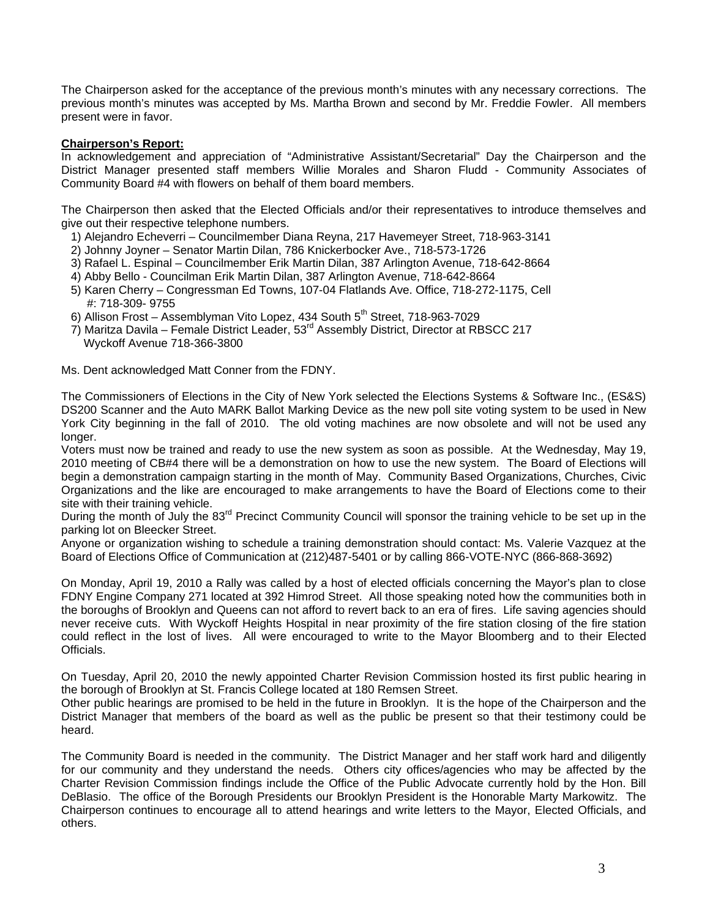The Chairperson asked for the acceptance of the previous month's minutes with any necessary corrections. The previous month's minutes was accepted by Ms. Martha Brown and second by Mr. Freddie Fowler. All members present were in favor.

**Chairperson's Report:**

In acknowledgement and appreciation of "Administrative Assistant/Secretarial" Day the Chairperson and the District Manager presented staff members Willie Morales and Sharon Fludd - Community Associates of Community Board #4 with flowers on behalf of them board members.

The Chairperson then asked that the Elected Officials and/or their representatives to introduce themselves and give out their respective telephone numbers.

1) Alejandro Echeverri – Councilmember Diana Reyna, 217 Havemeyer Street, 718-963-3141
2) Johnny Joyner – Senator Martin Dilan, 786 Knickerbocker Ave., 718-573-1726
3) Rafael L. Espinal – Councilmember Erik Martin Dilan, 387 Arlington Avenue, 718-642-8664
4) Abby Bello - Councilman Erik Martin Dilan, 387 Arlington Avenue, 718-642-8664
5) Karen Cherry – Congressman Ed Towns, 107-04 Flatlands Ave. Office, 718-272-1175, Cell #: 718-309- 9755
6) Allison Frost – Assemblyman Vito Lopez, 434 South 5th Street, 718-963-7029
7) Maritza Davila – Female District Leader, 53rd Assembly District, Director at RBSCC 217 Wyckoff Avenue 718-366-3800

Ms. Dent acknowledged Matt Conner from the FDNY.

The Commissioners of Elections in the City of New York selected the Elections Systems & Software Inc., (ES&S) DS200 Scanner and the Auto MARK Ballot Marking Device as the new poll site voting system to be used in New York City beginning in the fall of 2010. The old voting machines are now obsolete and will not be used any longer.

Voters must now be trained and ready to use the new system as soon as possible. At the Wednesday, May 19, 2010 meeting of CB#4 there will be a demonstration on how to use the new system. The Board of Elections will begin a demonstration campaign starting in the month of May. Community Based Organizations, Churches, Civic Organizations and the like are encouraged to make arrangements to have the Board of Elections come to their site with their training vehicle.

During the month of July the 83rd Precinct Community Council will sponsor the training vehicle to be set up in the parking lot on Bleecker Street.

Anyone or organization wishing to schedule a training demonstration should contact: Ms. Valerie Vazquez at the Board of Elections Office of Communication at (212)487-5401 or by calling 866-VOTE-NYC (866-868-3692)

On Monday, April 19, 2010 a Rally was called by a host of elected officials concerning the Mayor's plan to close FDNY Engine Company 271 located at 392 Himrod Street. All those speaking noted how the communities both in the boroughs of Brooklyn and Queens can not afford to revert back to an era of fires. Life saving agencies should never receive cuts. With Wyckoff Heights Hospital in near proximity of the fire station closing of the fire station could reflect in the lost of lives. All were encouraged to write to the Mayor Bloomberg and to their Elected Officials.

On Tuesday, April 20, 2010 the newly appointed Charter Revision Commission hosted its first public hearing in the borough of Brooklyn at St. Francis College located at 180 Remsen Street.

Other public hearings are promised to be held in the future in Brooklyn. It is the hope of the Chairperson and the District Manager that members of the board as well as the public be present so that their testimony could be heard.

The Community Board is needed in the community. The District Manager and her staff work hard and diligently for our community and they understand the needs. Others city offices/agencies who may be affected by the Charter Revision Commission findings include the Office of the Public Advocate currently hold by the Hon. Bill DeBlasio. The office of the Borough Presidents our Brooklyn President is the Honorable Marty Markowitz. The Chairperson continues to encourage all to attend hearings and write letters to the Mayor, Elected Officials, and others.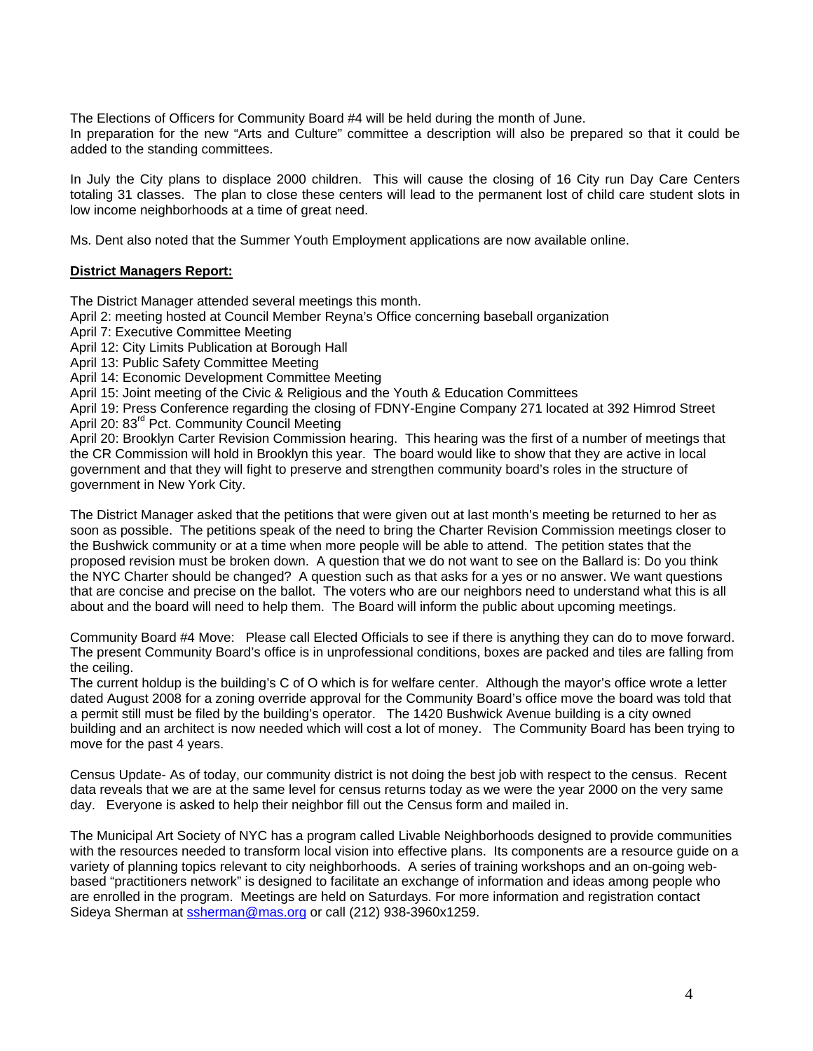The Elections of Officers for Community Board #4 will be held during the month of June.
In preparation for the new "Arts and Culture" committee a description will also be prepared so that it could be added to the standing committees.

In July the City plans to displace 2000 children. This will cause the closing of 16 City run Day Care Centers totaling 31 classes. The plan to close these centers will lead to the permanent lost of child care student slots in low income neighborhoods at a time of great need.

Ms. Dent also noted that the Summer Youth Employment applications are now available online.

**District Managers Report:**

The District Manager attended several meetings this month.
April 2: meeting hosted at Council Member Reyna's Office concerning baseball organization
April 7: Executive Committee Meeting
April 12: City Limits Publication at Borough Hall
April 13: Public Safety Committee Meeting
April 14: Economic Development Committee Meeting
April 15: Joint meeting of the Civic & Religious and the Youth & Education Committees
April 19: Press Conference regarding the closing of FDNY-Engine Company 271 located at 392 Himrod Street
April 20: 83rd Pct. Community Council Meeting
April 20: Brooklyn Carter Revision Commission hearing. This hearing was the first of a number of meetings that the CR Commission will hold in Brooklyn this year. The board would like to show that they are active in local government and that they will fight to preserve and strengthen community board's roles in the structure of government in New York City.

The District Manager asked that the petitions that were given out at last month's meeting be returned to her as soon as possible. The petitions speak of the need to bring the Charter Revision Commission meetings closer to the Bushwick community or at a time when more people will be able to attend. The petition states that the proposed revision must be broken down. A question that we do not want to see on the Ballard is: Do you think the NYC Charter should be changed? A question such as that asks for a yes or no answer. We want questions that are concise and precise on the ballot. The voters who are our neighbors need to understand what this is all about and the board will need to help them. The Board will inform the public about upcoming meetings.

Community Board #4 Move: Please call Elected Officials to see if there is anything they can do to move forward. The present Community Board's office is in unprofessional conditions, boxes are packed and tiles are falling from the ceiling.
The current holdup is the building's C of O which is for welfare center. Although the mayor's office wrote a letter dated August 2008 for a zoning override approval for the Community Board's office move the board was told that a permit still must be filed by the building's operator. The 1420 Bushwick Avenue building is a city owned building and an architect is now needed which will cost a lot of money. The Community Board has been trying to move for the past 4 years.

Census Update- As of today, our community district is not doing the best job with respect to the census. Recent data reveals that we are at the same level for census returns today as we were the year 2000 on the very same day. Everyone is asked to help their neighbor fill out the Census form and mailed in.

The Municipal Art Society of NYC has a program called Livable Neighborhoods designed to provide communities with the resources needed to transform local vision into effective plans. Its components are a resource guide on a variety of planning topics relevant to city neighborhoods. A series of training workshops and an on-going web-based "practitioners network" is designed to facilitate an exchange of information and ideas among people who are enrolled in the program. Meetings are held on Saturdays. For more information and registration contact Sideya Sherman at ssherman@mas.org or call (212) 938-3960x1259.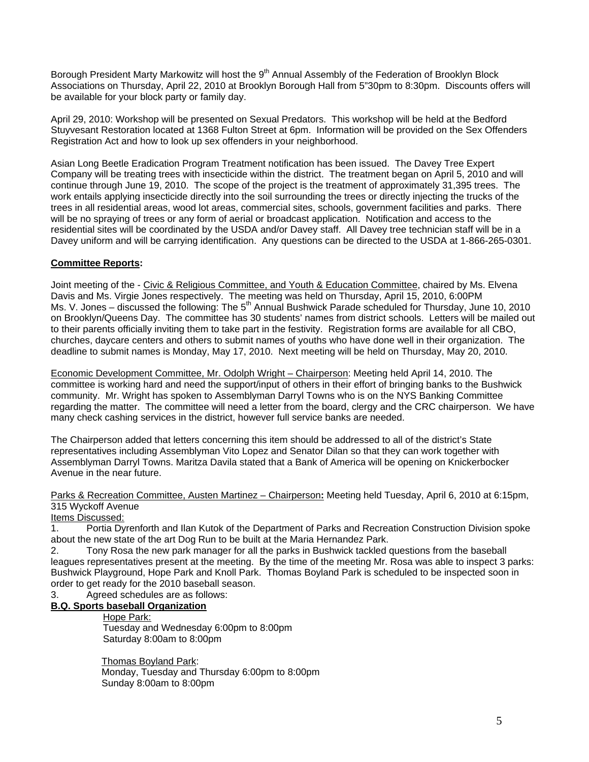Borough President Marty Markowitz will host the 9th Annual Assembly of the Federation of Brooklyn Block Associations on Thursday, April 22, 2010 at Brooklyn Borough Hall from 5"30pm to 8:30pm. Discounts offers will be available for your block party or family day.

April 29, 2010: Workshop will be presented on Sexual Predators. This workshop will be held at the Bedford Stuyvesant Restoration located at 1368 Fulton Street at 6pm. Information will be provided on the Sex Offenders Registration Act and how to look up sex offenders in your neighborhood.

Asian Long Beetle Eradication Program Treatment notification has been issued. The Davey Tree Expert Company will be treating trees with insecticide within the district. The treatment began on April 5, 2010 and will continue through June 19, 2010. The scope of the project is the treatment of approximately 31,395 trees. The work entails applying insecticide directly into the soil surrounding the trees or directly injecting the trucks of the trees in all residential areas, wood lot areas, commercial sites, schools, government facilities and parks. There will be no spraying of trees or any form of aerial or broadcast application. Notification and access to the residential sites will be coordinated by the USDA and/or Davey staff. All Davey tree technician staff will be in a Davey uniform and will be carrying identification. Any questions can be directed to the USDA at 1-866-265-0301.

**Committee Reports:**

Joint meeting of the - Civic & Religious Committee, and Youth & Education Committee, chaired by Ms. Elvena Davis and Ms. Virgie Jones respectively. The meeting was held on Thursday, April 15, 2010, 6:00PM
Ms. V. Jones – discussed the following: The 5th Annual Bushwick Parade scheduled for Thursday, June 10, 2010 on Brooklyn/Queens Day. The committee has 30 students' names from district schools. Letters will be mailed out to their parents officially inviting them to take part in the festivity. Registration forms are available for all CBO, churches, daycare centers and others to submit names of youths who have done well in their organization. The deadline to submit names is Monday, May 17, 2010. Next meeting will be held on Thursday, May 20, 2010.

Economic Development Committee, Mr. Odolph Wright – Chairperson: Meeting held April 14, 2010. The committee is working hard and need the support/input of others in their effort of bringing banks to the Bushwick community. Mr. Wright has spoken to Assemblyman Darryl Towns who is on the NYS Banking Committee regarding the matter. The committee will need a letter from the board, clergy and the CRC chairperson. We have many check cashing services in the district, however full service banks are needed.

The Chairperson added that letters concerning this item should be addressed to all of the district's State representatives including Assemblyman Vito Lopez and Senator Dilan so that they can work together with Assemblyman Darryl Towns. Maritza Davila stated that a Bank of America will be opening on Knickerbocker Avenue in the near future.

Parks & Recreation Committee, Austen Martinez – Chairperson**:** Meeting held Tuesday, April 6, 2010 at 6:15pm, 315 Wyckoff Avenue

Items Discussed:

1. Portia Dyrenforth and Ilan Kutok of the Department of Parks and Recreation Construction Division spoke about the new state of the art Dog Run to be built at the Maria Hernandez Park.
2. Tony Rosa the new park manager for all the parks in Bushwick tackled questions from the baseball leagues representatives present at the meeting. By the time of the meeting Mr. Rosa was able to inspect 3 parks: Bushwick Playground, Hope Park and Knoll Park. Thomas Boyland Park is scheduled to be inspected soon in order to get ready for the 2010 baseball season.
3. Agreed schedules are as follows:

**B.Q. Sports baseball Organization**

Hope Park:
Tuesday and Wednesday 6:00pm to 8:00pm
Saturday 8:00am to 8:00pm

Thomas Boyland Park:
Monday, Tuesday and Thursday 6:00pm to 8:00pm
Sunday 8:00am to 8:00pm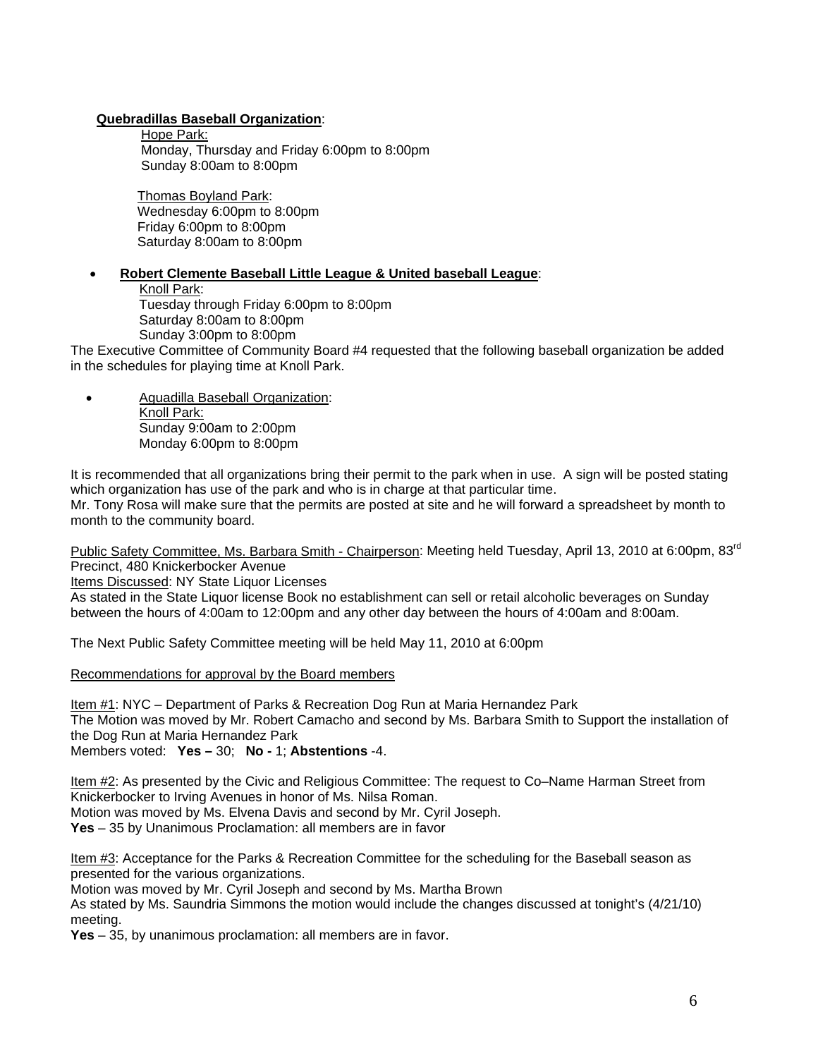**Quebradillas Baseball Organization**:

Hope Park:
Monday, Thursday and Friday 6:00pm to 8:00pm
Sunday 8:00am to 8:00pm

Thomas Boyland Park:
Wednesday 6:00pm to 8:00pm
Friday 6:00pm to 8:00pm
Saturday 8:00am to 8:00pm

- **Robert Clemente Baseball Little League & United baseball League**:

  Knoll Park:
  Tuesday through Friday 6:00pm to 8:00pm
  Saturday 8:00am to 8:00pm
  Sunday 3:00pm to 8:00pm

The Executive Committee of Community Board #4 requested that the following baseball organization be added in the schedules for playing time at Knoll Park.

- Aguadilla Baseball Organization:

  Knoll Park:
  Sunday 9:00am to 2:00pm
  Monday 6:00pm to 8:00pm

It is recommended that all organizations bring their permit to the park when in use. A sign will be posted stating which organization has use of the park and who is in charge at that particular time.
Mr. Tony Rosa will make sure that the permits are posted at site and he will forward a spreadsheet by month to month to the community board.

Public Safety Committee, Ms. Barbara Smith - Chairperson: Meeting held Tuesday, April 13, 2010 at 6:00pm, 83rd Precinct, 480 Knickerbocker Avenue
Items Discussed: NY State Liquor Licenses
As stated in the State Liquor license Book no establishment can sell or retail alcoholic beverages on Sunday between the hours of 4:00am to 12:00pm and any other day between the hours of 4:00am and 8:00am.

The Next Public Safety Committee meeting will be held May 11, 2010 at 6:00pm

Recommendations for approval by the Board members

Item #1: NYC – Department of Parks & Recreation Dog Run at Maria Hernandez Park
The Motion was moved by Mr. Robert Camacho and second by Ms. Barbara Smith to Support the installation of the Dog Run at Maria Hernandez Park
Members voted: **Yes –** 30; **No -** 1; **Abstentions** -4.

Item #2: As presented by the Civic and Religious Committee: The request to Co–Name Harman Street from Knickerbocker to Irving Avenues in honor of Ms. Nilsa Roman.
Motion was moved by Ms. Elvena Davis and second by Mr. Cyril Joseph.
**Yes** – 35 by Unanimous Proclamation: all members are in favor

Item #3: Acceptance for the Parks & Recreation Committee for the scheduling for the Baseball season as presented for the various organizations.
Motion was moved by Mr. Cyril Joseph and second by Ms. Martha Brown
As stated by Ms. Saundria Simmons the motion would include the changes discussed at tonight's (4/21/10) meeting.
**Yes** – 35, by unanimous proclamation: all members are in favor.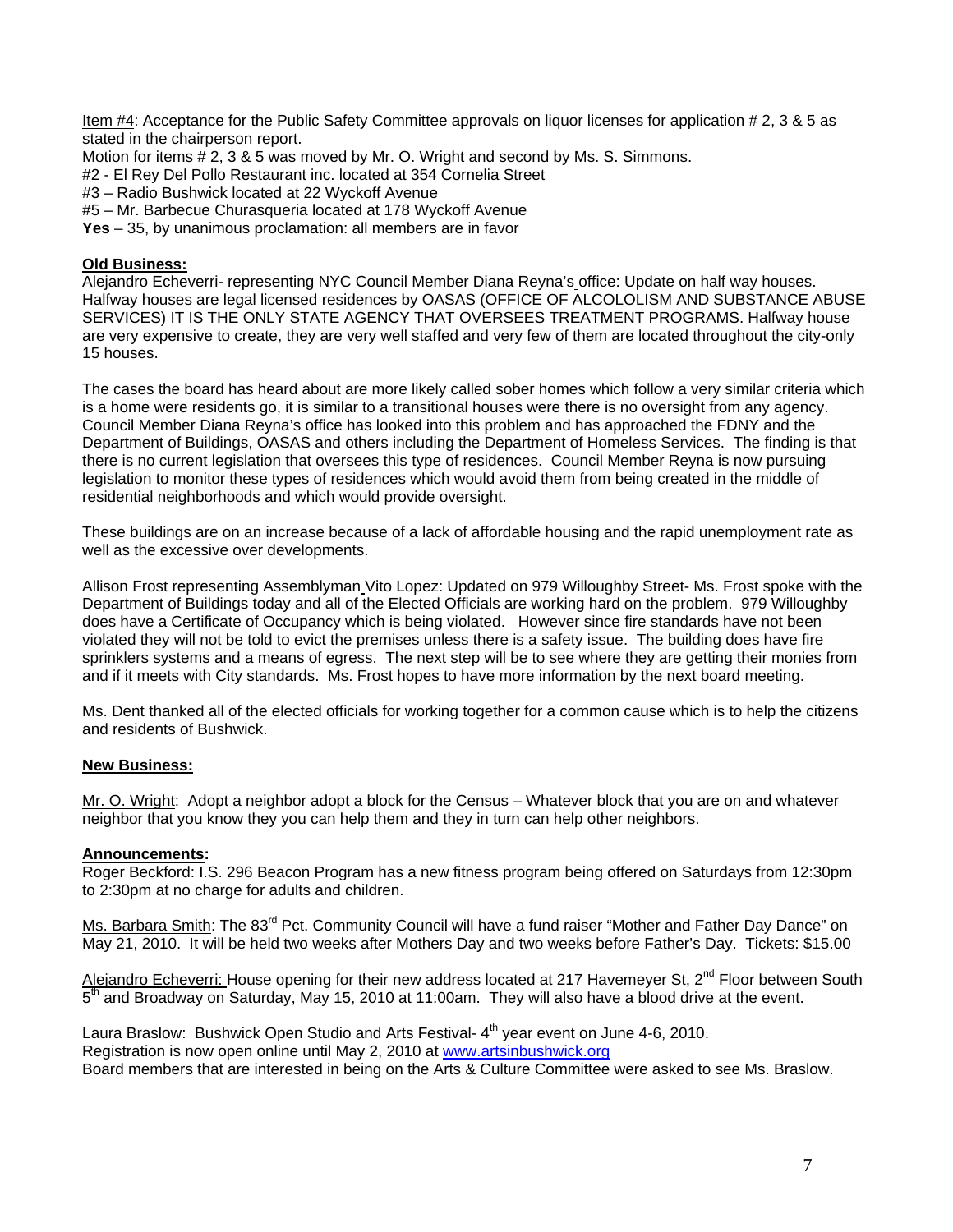Item #4: Acceptance for the Public Safety Committee approvals on liquor licenses for application # 2, 3 & 5 as stated in the chairperson report.

Motion for items # 2, 3 & 5 was moved by Mr. O. Wright and second by Ms. S. Simmons.

#2 - El Rey Del Pollo Restaurant inc. located at 354 Cornelia Street

#3 – Radio Bushwick located at 22 Wyckoff Avenue

#5 – Mr. Barbecue Churasqueria located at 178 Wyckoff Avenue

**Yes** – 35, by unanimous proclamation: all members are in favor

**Old Business:**

Alejandro Echeverri- representing NYC Council Member Diana Reyna's office: Update on half way houses. Halfway houses are legal licensed residences by OASAS (OFFICE OF ALCOLOLISM AND SUBSTANCE ABUSE SERVICES) IT IS THE ONLY STATE AGENCY THAT OVERSEES TREATMENT PROGRAMS. Halfway house are very expensive to create, they are very well staffed and very few of them are located throughout the city-only 15 houses.

The cases the board has heard about are more likely called sober homes which follow a very similar criteria which is a home were residents go, it is similar to a transitional houses were there is no oversight from any agency. Council Member Diana Reyna's office has looked into this problem and has approached the FDNY and the Department of Buildings, OASAS and others including the Department of Homeless Services. The finding is that there is no current legislation that oversees this type of residences. Council Member Reyna is now pursuing legislation to monitor these types of residences which would avoid them from being created in the middle of residential neighborhoods and which would provide oversight.

These buildings are on an increase because of a lack of affordable housing and the rapid unemployment rate as well as the excessive over developments.

Allison Frost representing Assemblyman Vito Lopez: Updated on 979 Willoughby Street- Ms. Frost spoke with the Department of Buildings today and all of the Elected Officials are working hard on the problem. 979 Willoughby does have a Certificate of Occupancy which is being violated. However since fire standards have not been violated they will not be told to evict the premises unless there is a safety issue. The building does have fire sprinklers systems and a means of egress. The next step will be to see where they are getting their monies from and if it meets with City standards. Ms. Frost hopes to have more information by the next board meeting.

Ms. Dent thanked all of the elected officials for working together for a common cause which is to help the citizens and residents of Bushwick.

**New Business:**

Mr. O. Wright: Adopt a neighbor adopt a block for the Census – Whatever block that you are on and whatever neighbor that you know they you can help them and they in turn can help other neighbors.

**Announcements:**

Roger Beckford: I.S. 296 Beacon Program has a new fitness program being offered on Saturdays from 12:30pm to 2:30pm at no charge for adults and children.

Ms. Barbara Smith: The 83rd Pct. Community Council will have a fund raiser "Mother and Father Day Dance" on May 21, 2010. It will be held two weeks after Mothers Day and two weeks before Father's Day. Tickets: $15.00

Alejandro Echeverri: House opening for their new address located at 217 Havemeyer St, 2nd Floor between South 5th and Broadway on Saturday, May 15, 2010 at 11:00am. They will also have a blood drive at the event.

Laura Braslow: Bushwick Open Studio and Arts Festival- 4th year event on June 4-6, 2010.
Registration is now open online until May 2, 2010 at www.artsinbushwick.org
Board members that are interested in being on the Arts & Culture Committee were asked to see Ms. Braslow.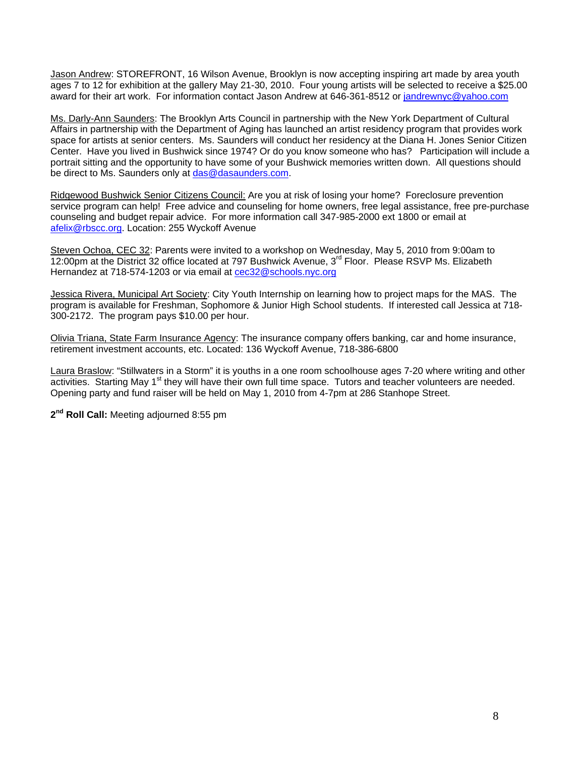<u>Jason Andrew</u>: STOREFRONT, 16 Wilson Avenue, Brooklyn is now accepting inspiring art made by area youth ages 7 to 12 for exhibition at the gallery May 21-30, 2010. Four young artists will be selected to receive a $25.00 award for their art work. For information contact Jason Andrew at 646-361-8512 or jandrewnyc@yahoo.com

<u>Ms. Darly-Ann Saunders</u>: The Brooklyn Arts Council in partnership with the New York Department of Cultural Affairs in partnership with the Department of Aging has launched an artist residency program that provides work space for artists at senior centers. Ms. Saunders will conduct her residency at the Diana H. Jones Senior Citizen Center. Have you lived in Bushwick since 1974? Or do you know someone who has? Participation will include a portrait sitting and the opportunity to have some of your Bushwick memories written down. All questions should be direct to Ms. Saunders only at das@dasaunders.com.

<u>Ridgewood Bushwick Senior Citizens Council:</u> Are you at risk of losing your home? Foreclosure prevention service program can help! Free advice and counseling for home owners, free legal assistance, free pre-purchase counseling and budget repair advice. For more information call 347-985-2000 ext 1800 or email at afelix@rbscc.org. Location: 255 Wyckoff Avenue

<u>Steven Ochoa, CEC 32</u>: Parents were invited to a workshop on Wednesday, May 5, 2010 from 9:00am to 12:00pm at the District 32 office located at 797 Bushwick Avenue, 3rd Floor. Please RSVP Ms. Elizabeth Hernandez at 718-574-1203 or via email at cec32@schools.nyc.org

<u>Jessica Rivera, Municipal Art Society</u>: City Youth Internship on learning how to project maps for the MAS. The program is available for Freshman, Sophomore & Junior High School students. If interested call Jessica at 718-300-2172. The program pays $10.00 per hour.

<u>Olivia Triana, State Farm Insurance Agency</u>: The insurance company offers banking, car and home insurance, retirement investment accounts, etc. Located: 136 Wyckoff Avenue, 718-386-6800

<u>Laura Braslow</u>: "Stillwaters in a Storm" it is youths in a one room schoolhouse ages 7-20 where writing and other activities. Starting May 1st they will have their own full time space. Tutors and teacher volunteers are needed. Opening party and fund raiser will be held on May 1, 2010 from 4-7pm at 286 Stanhope Street.

**2nd Roll Call:** Meeting adjourned 8:55 pm